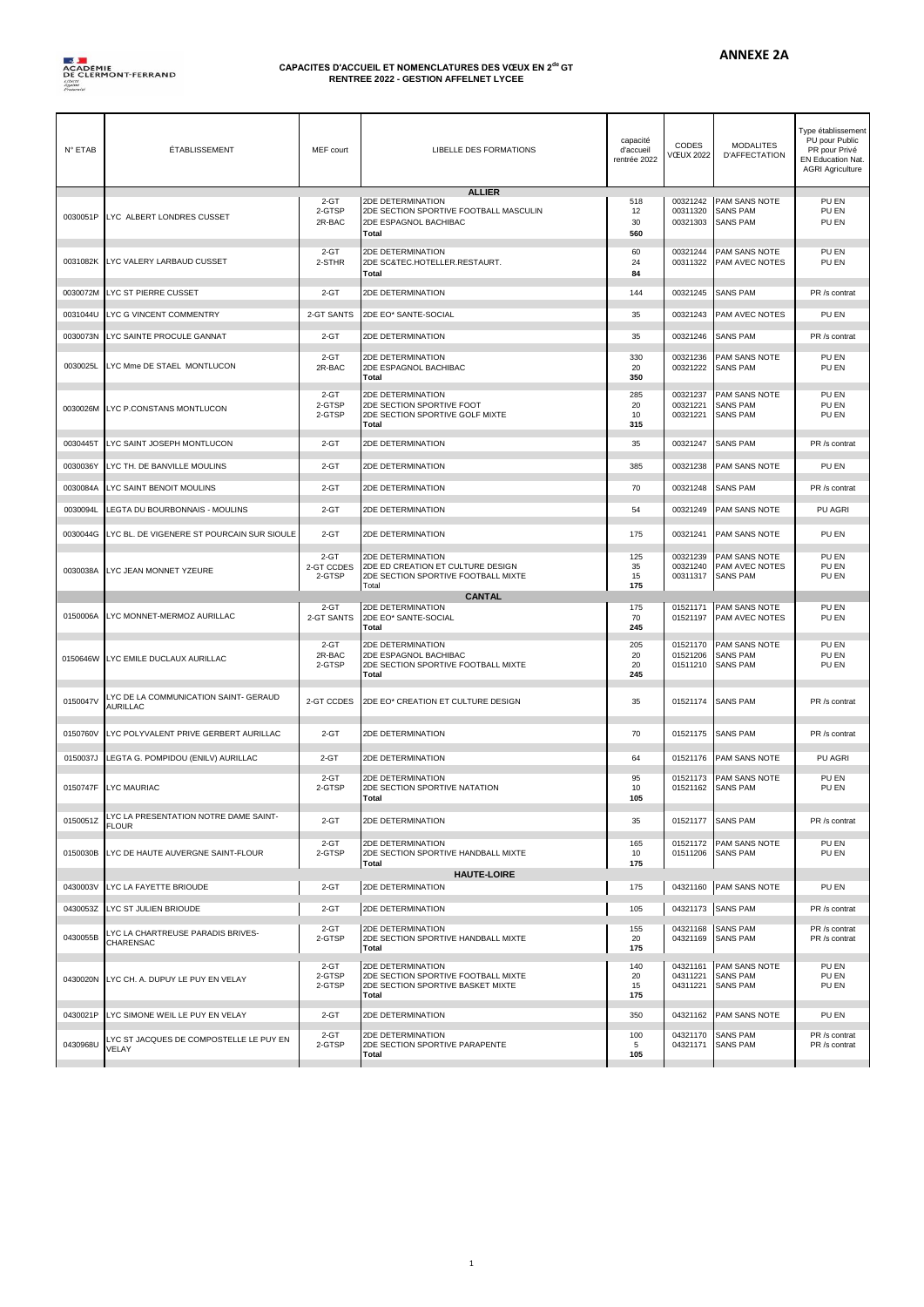**ANNEXE 2A**

ACADÉMIE DE CLERMONT-FERRAND

## CAPACITES D'ACCUEIL ET NOMENCLATURES DES VŒUX EN 2de GT
## RENTREE 2022 - GESTION AFFELNET LYCEE

| N° ETAB | ÉTABLISSEMENT | MEF court | LIBELLE DES FORMATIONS | capacité d'accueil rentrée 2022 | CODES VŒUX 2022 | MODALITES D'AFFECTATION | Type établissement PU pour Public PR pour Privé EN Education Nat. AGRI Agriculture |
|---|---|---|---|---|---|---|---|
| | | | **ALLIER** | | | | |
| 0030051P | LYC ALBERT LONDRES CUSSET | 2-GT | 2DE DETERMINATION | 518 | 00321242 | PAM SANS NOTE | PU EN |
| | | 2-GTSP | 2DE SECTION SPORTIVE FOOTBALL MASCULIN | 12 | 00311320 | SANS PAM | PU EN |
| | | 2R-BAC | 2DE ESPAGNOL BACHIBAC | 30 | 00321303 | SANS PAM | PU EN |
| | | | **Total** | **560** | | | |
| 0031082K | LYC VALERY LARBAUD CUSSET | 2-GT | 2DE DETERMINATION | 60 | 00321244 | PAM SANS NOTE | PU EN |
| | | 2-STHR | 2DE SC&TEC.HOTELLER.RESTAURT. | 24 | 00311322 | PAM AVEC NOTES | PU EN |
| | | | **Total** | **84** | | | |
| 0030072M | LYC ST PIERRE CUSSET | 2-GT | 2DE DETERMINATION | 144 | 00321245 | SANS PAM | PR /s contrat |
| 0031044U | LYC G VINCENT COMMENTRY | 2-GT SANTS | 2DE EO* SANTE-SOCIAL | 35 | 00321243 | PAM AVEC NOTES | PU EN |
| 0030073N | LYC SAINTE PROCULE GANNAT | 2-GT | 2DE DETERMINATION | 35 | 00321246 | SANS PAM | PR /s contrat |
| 0030025L | LYC Mme DE STAEL MONTLUCON | 2-GT | 2DE DETERMINATION | 330 | 00321236 | PAM SANS NOTE | PU EN |
| | | 2R-BAC | 2DE ESPAGNOL BACHIBAC | 20 | 00321222 | SANS PAM | PU EN |
| | | | **Total** | **350** | | | |
| 0030026M | LYC P.CONSTANS MONTLUCON | 2-GT | 2DE DETERMINATION | 285 | 00321237 | PAM SANS NOTE | PU EN |
| | | 2-GTSP | 2DE SECTION SPORTIVE FOOT | 20 | 00321221 | SANS PAM | PU EN |
| | | 2-GTSP | 2DE SECTION SPORTIVE GOLF MIXTE | 10 | 00321221 | SANS PAM | PU EN |
| | | | **Total** | **315** | | | |
| 0030445T | LYC SAINT JOSEPH MONTLUCON | 2-GT | 2DE DETERMINATION | 35 | 00321247 | SANS PAM | PR /s contrat |
| 0030036Y | LYC TH. DE BANVILLE MOULINS | 2-GT | 2DE DETERMINATION | 385 | 00321238 | PAM SANS NOTE | PU EN |
| 0030084A | LYC SAINT BENOIT MOULINS | 2-GT | 2DE DETERMINATION | 70 | 00321248 | SANS PAM | PR /s contrat |
| 0030094L | LEGTA DU BOURBONNAIS - MOULINS | 2-GT | 2DE DETERMINATION | 54 | 00321249 | PAM SANS NOTE | PU AGRI |
| 0030044G | LYC BL. DE VIGENERE ST POURCAIN SUR SIOULE | 2-GT | 2DE DETERMINATION | 175 | 00321241 | PAM SANS NOTE | PU EN |
| 0030038A | LYC JEAN MONNET YZEURE | 2-GT | 2DE DETERMINATION | 125 | 00321239 | PAM SANS NOTE | PU EN |
| | | 2-GT CCDES | 2DE ED CREATION ET CULTURE DESIGN | 35 | 00321240 | PAM AVEC NOTES | PU EN |
| | | 2-GTSP | 2DE SECTION SPORTIVE FOOTBALL MIXTE | 15 | 00311317 | SANS PAM | PU EN |
| | | | Total | **175** | | | |
| | | | **CANTAL** | | | | |
| 0150006A | LYC MONNET-MERMOZ AURILLAC | 2-GT | 2DE DETERMINATION | 175 | 01521171 | PAM SANS NOTE | PU EN |
| | | 2-GT SANTS | 2DE EO* SANTE-SOCIAL | 70 | 01521197 | PAM AVEC NOTES | PU EN |
| | | | **Total** | **245** | | | |
| 0150646W | LYC EMILE DUCLAUX AURILLAC | 2-GT | 2DE DETERMINATION | 205 | 01521170 | PAM SANS NOTE | PU EN |
| | | 2R-BAC | 2DE ESPAGNOL BACHIBAC | 20 | 01521206 | SANS PAM | PU EN |
| | | 2-GTSP | 2DE SECTION SPORTIVE FOOTBALL MIXTE | 20 | 01511210 | SANS PAM | PU EN |
| | | | **Total** | **245** | | | |
| 0150047V | LYC DE LA COMMUNICATION SAINT- GERAUD AURILLAC | 2-GT CCDES | 2DE EO* CREATION ET CULTURE DESIGN | 35 | 01521174 | SANS PAM | PR /s contrat |
| 0150760V | LYC POLYVALENT PRIVE GERBERT AURILLAC | 2-GT | 2DE DETERMINATION | 70 | 01521175 | SANS PAM | PR /s contrat |
| 0150037J | LEGTA G. POMPIDOU (ENILV) AURILLAC | 2-GT | 2DE DETERMINATION | 64 | 01521176 | PAM SANS NOTE | PU AGRI |
| 0150747F | LYC MAURIAC | 2-GT | 2DE DETERMINATION | 95 | 01521173 | PAM SANS NOTE | PU EN |
| | | 2-GTSP | 2DE SECTION SPORTIVE NATATION | 10 | 01521162 | SANS PAM | PU EN |
| | | | **Total** | **105** | | | |
| 0150051Z | LYC LA PRESENTATION NOTRE DAME SAINT-FLOUR | 2-GT | 2DE DETERMINATION | 35 | 01521177 | SANS PAM | PR /s contrat |
| 0150030B | LYC DE HAUTE AUVERGNE SAINT-FLOUR | 2-GT | 2DE DETERMINATION | 165 | 01521172 | PAM SANS NOTE | PU EN |
| | | 2-GTSP | 2DE SECTION SPORTIVE HANDBALL MIXTE | 10 | 01511206 | SANS PAM | PU EN |
| | | | **Total** | **175** | | | |
| | | | **HAUTE-LOIRE** | | | | |
| 0430003V | LYC LA FAYETTE BRIOUDE | 2-GT | 2DE DETERMINATION | 175 | 04321160 | PAM SANS NOTE | PU EN |
| 0430053Z | LYC ST JULIEN BRIOUDE | 2-GT | 2DE DETERMINATION | 105 | 04321173 | SANS PAM | PR /s contrat |
| 0430055B | LYC LA CHARTREUSE PARADIS BRIVES-CHARENSAC | 2-GT | 2DE DETERMINATION | 155 | 04321168 | SANS PAM | PR /s contrat |
| | | 2-GTSP | 2DE SECTION SPORTIVE HANDBALL MIXTE | 20 | 04321169 | SANS PAM | PR /s contrat |
| | | | **Total** | **175** | | | |
| 0430020N | LYC CH. A. DUPUY LE PUY EN VELAY | 2-GT | 2DE DETERMINATION | 140 | 04321161 | PAM SANS NOTE | PU EN |
| | | 2-GTSP | 2DE SECTION SPORTIVE FOOTBALL MIXTE | 20 | 04311221 | SANS PAM | PU EN |
| | | 2-GTSP | 2DE SECTION SPORTIVE BASKET MIXTE | 15 | 04311221 | SANS PAM | PU EN |
| | | | **Total** | **175** | | | |
| 0430021P | LYC SIMONE WEIL LE PUY EN VELAY | 2-GT | 2DE DETERMINATION | 350 | 04321162 | PAM SANS NOTE | PU EN |
| 0430968U | LYC ST JACQUES DE COMPOSTELLE LE PUY EN VELAY | 2-GT | 2DE DETERMINATION | 100 | 04321170 | SANS PAM | PR /s contrat |
| | | 2-GTSP | 2DE SECTION SPORTIVE PARAPENTE | 5 | 04321171 | SANS PAM | PR /s contrat |
| | | | **Total** | **105** | | | |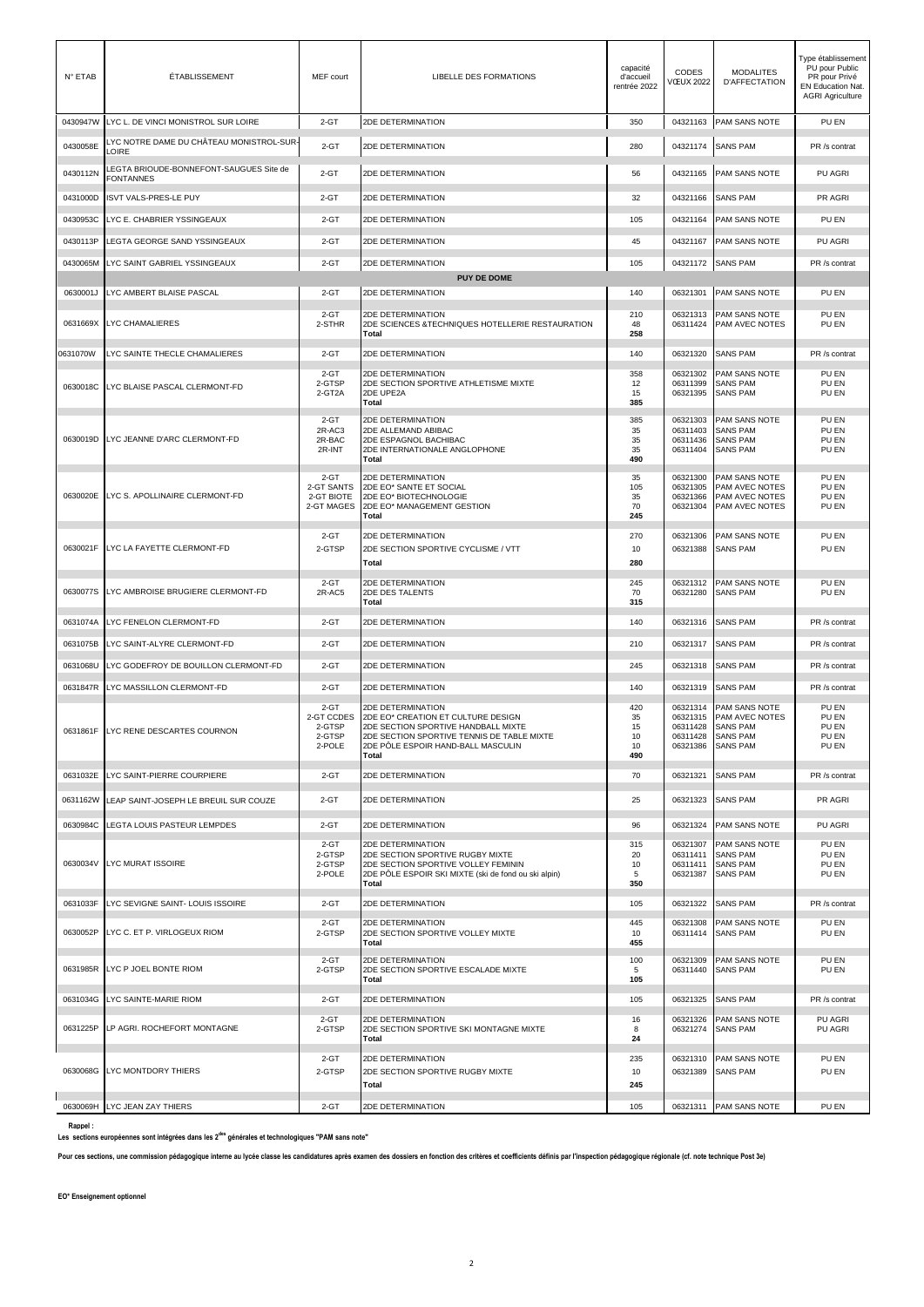| N° ETAB | ÉTABLISSEMENT | MEF court | LIBELLE DES FORMATIONS | capacité d'accueil rentrée 2022 | CODES VŒUX 2022 | MODALITES D'AFFECTATION | Type établissement PU pour Public PR pour Privé EN Education Nat. AGRI Agriculture |
|---|---|---|---|---|---|---|---|
| 0430947W | LYC L. DE VINCI MONISTROL SUR LOIRE | 2-GT | 2DE DETERMINATION | 350 | 04321163 | PAM SANS NOTE | PU EN |
| 0430058E | LYC NOTRE DAME DU CHÂTEAU MONISTROL-SUR-LOIRE | 2-GT | 2DE DETERMINATION | 280 | 04321174 | SANS PAM | PR /s contrat |
| 0430112N | LEGTA BRIOUDE-BONNEFONT-SAUGUES Site de FONTANNES | 2-GT | 2DE DETERMINATION | 56 | 04321165 | PAM SANS NOTE | PU AGRI |
| 0431000D | ISVT VALS-PRES-LE PUY | 2-GT | 2DE DETERMINATION | 32 | 04321166 | SANS PAM | PR AGRI |
| 0430953C | LYC E. CHABRIER YSSINGEAUX | 2-GT | 2DE DETERMINATION | 105 | 04321164 | PAM SANS NOTE | PU EN |
| 0430113P | LEGTA GEORGE SAND YSSINGEAUX | 2-GT | 2DE DETERMINATION | 45 | 04321167 | PAM SANS NOTE | PU AGRI |
| 0430065M | LYC SAINT GABRIEL YSSINGEAUX | 2-GT | 2DE DETERMINATION | 105 | 04321172 | SANS PAM | PR /s contrat |
| | | | **PUY DE DOME** | | | | |
| 0630001J | LYC AMBERT BLAISE PASCAL | 2-GT | 2DE DETERMINATION | 140 | 06321301 | PAM SANS NOTE | PU EN |
| 0631669X | LYC CHAMALIERES | 2-GT<br>2-STHR | 2DE DETERMINATION<br>2DE SCIENCES &TECHNIQUES HOTELLERIE RESTAURATION<br>**Total** | 210<br>48<br>**258** | 06321313<br>06311424 | PAM SANS NOTE<br>PAM AVEC NOTES | PU EN<br>PU EN |
| 0631070W | LYC SAINTE THECLE CHAMALIERES | 2-GT | 2DE DETERMINATION | 140 | 06321320 | SANS PAM | PR /s contrat |
| 0630018C | LYC BLAISE PASCAL CLERMONT-FD | 2-GT<br>2-GTSP<br>2-GT2A | 2DE DETERMINATION<br>2DE SECTION SPORTIVE ATHLETISME MIXTE<br>2DE UPE2A<br>**Total** | 358<br>12<br>15<br>**385** | 06321302<br>06311399<br>06321395 | PAM SANS NOTE<br>SANS PAM<br>SANS PAM | PU EN<br>PU EN<br>PU EN |
| 0630019D | LYC JEANNE D'ARC CLERMONT-FD | 2-GT<br>2R-AC3<br>2R-BAC<br>2R-INT | 2DE DETERMINATION<br>2DE ALLEMAND ABIBAC<br>2DE ESPAGNOL BACHIBAC<br>2DE INTERNATIONALE ANGLOPHONE<br>**Total** | 385<br>35<br>35<br>35<br>**490** | 06321303<br>06311403<br>06311436<br>06311404 | PAM SANS NOTE<br>SANS PAM<br>SANS PAM<br>SANS PAM | PU EN<br>PU EN<br>PU EN<br>PU EN |
| 0630020E | LYC S. APOLLINAIRE CLERMONT-FD | 2-GT<br>2-GT SANTS<br>2-GT BIOTE<br>2-GT MAGES | 2DE DETERMINATION<br>2DE EO* SANTE ET SOCIAL<br>2DE EO* BIOTECHNOLOGIE<br>2DE EO* MANAGEMENT GESTION<br>**Total** | 35<br>105<br>35<br>70<br>**245** | 06321300<br>06321305<br>06321366<br>06321304 | PAM SANS NOTE<br>PAM AVEC NOTES<br>PAM AVEC NOTES<br>PAM AVEC NOTES | PU EN<br>PU EN<br>PU EN<br>PU EN |
| 0630021F | LYC LA FAYETTE CLERMONT-FD | 2-GT<br>2-GTSP | 2DE DETERMINATION<br>2DE SECTION SPORTIVE CYCLISME / VTT<br>**Total** | 270<br>10<br>**280** | 06321306<br>06321388 | PAM SANS NOTE<br>SANS PAM | PU EN<br>PU EN |
| 0630077S | LYC AMBROISE BRUGIERE CLERMONT-FD | 2-GT<br>2R-AC5 | 2DE DETERMINATION<br>2DE DES TALENTS<br>**Total** | 245<br>70<br>**315** | 06321312<br>06321280 | PAM SANS NOTE<br>SANS PAM | PU EN<br>PU EN |
| 0631074A | LYC FENELON CLERMONT-FD | 2-GT | 2DE DETERMINATION | 140 | 06321316 | SANS PAM | PR /s contrat |
| 0631075B | LYC SAINT-ALYRE CLERMONT-FD | 2-GT | 2DE DETERMINATION | 210 | 06321317 | SANS PAM | PR /s contrat |
| 0631068U | LYC GODEFROY DE BOUILLON CLERMONT-FD | 2-GT | 2DE DETERMINATION | 245 | 06321318 | SANS PAM | PR /s contrat |
| 0631847R | LYC MASSILLON CLERMONT-FD | 2-GT | 2DE DETERMINATION | 140 | 06321319 | SANS PAM | PR /s contrat |
| 0631861F | LYC RENE DESCARTES COURNON | 2-GT<br>2-GT CCDES<br>2-GTSP<br>2-GTSP<br>2-POLE | 2DE DETERMINATION<br>2DE EO* CREATION ET CULTURE DESIGN<br>2DE SECTION SPORTIVE HANDBALL MIXTE<br>2DE SECTION SPORTIVE TENNIS DE TABLE MIXTE<br>2DE PÔLE ESPOIR HAND-BALL MASCULIN<br>**Total** | 420<br>35<br>15<br>10<br>10<br>**490** | 06321314<br>06321315<br>06311428<br>06311428<br>06321386 | PAM SANS NOTE<br>PAM AVEC NOTES<br>SANS PAM<br>SANS PAM<br>SANS PAM | PU EN<br>PU EN<br>PU EN<br>PU EN<br>PU EN |
| 0631032E | LYC SAINT-PIERRE COURPIERE | 2-GT | 2DE DETERMINATION | 70 | 06321321 | SANS PAM | PR /s contrat |
| 0631162W | LEAP SAINT-JOSEPH LE BREUIL SUR COUZE | 2-GT | 2DE DETERMINATION | 25 | 06321323 | SANS PAM | PR AGRI |
| 0630984C | LEGTA LOUIS PASTEUR LEMPDES | 2-GT | 2DE DETERMINATION | 96 | 06321324 | PAM SANS NOTE | PU AGRI |
| 0630034V | LYC MURAT ISSOIRE | 2-GT<br>2-GTSP<br>2-GTSP<br>2-POLE | 2DE DETERMINATION<br>2DE SECTION SPORTIVE RUGBY MIXTE<br>2DE SECTION SPORTIVE VOLLEY FEMININ<br>2DE PÔLE ESPOIR SKI MIXTE (ski de fond ou ski alpin)<br>**Total** | 315<br>20<br>10<br>5<br>**350** | 06321307<br>06311411<br>06311411<br>06321387 | PAM SANS NOTE<br>SANS PAM<br>SANS PAM<br>SANS PAM | PU EN<br>PU EN<br>PU EN<br>PU EN |
| 0631033F | LYC SEVIGNE SAINT- LOUIS ISSOIRE | 2-GT | 2DE DETERMINATION | 105 | 06321322 | SANS PAM | PR /s contrat |
| 0630052P | LYC C. ET P. VIRLOGEUX RIOM | 2-GT<br>2-GTSP | 2DE DETERMINATION<br>2DE SECTION SPORTIVE VOLLEY MIXTE<br>**Total** | 445<br>10<br>**455** | 06321308<br>06311414 | PAM SANS NOTE<br>SANS PAM | PU EN<br>PU EN |
| 0631985R | LYC P JOEL BONTE RIOM | 2-GT<br>2-GTSP | 2DE DETERMINATION<br>2DE SECTION SPORTIVE ESCALADE MIXTE<br>**Total** | 100<br>5<br>**105** | 06321309<br>06311440 | PAM SANS NOTE<br>SANS PAM | PU EN<br>PU EN |
| 0631034G | LYC SAINTE-MARIE RIOM | 2-GT | 2DE DETERMINATION | 105 | 06321325 | SANS PAM | PR /s contrat |
| 0631225P | LP AGRI. ROCHEFORT MONTAGNE | 2-GT<br>2-GTSP | 2DE DETERMINATION<br>2DE SECTION SPORTIVE SKI MONTAGNE MIXTE<br>**Total** | 16<br>8<br>**24** | 06321326<br>06321274 | PAM SANS NOTE<br>SANS PAM | PU AGRI<br>PU AGRI |
| 0630068G | LYC MONTDORY THIERS | 2-GT<br>2-GTSP | 2DE DETERMINATION<br>2DE SECTION SPORTIVE RUGBY MIXTE<br>**Total** | 235<br>10<br>**245** | 06321310<br>06321389 | PAM SANS NOTE<br>SANS PAM | PU EN<br>PU EN |
| 0630069H | LYC JEAN ZAY THIERS | 2-GT | 2DE DETERMINATION | 105 | 06321311 | PAM SANS NOTE | PU EN |

**Rappel :**

**Les sections européennes sont intégrées dans les 2[des] générales et technologiques "PAM sans note"**

**Pour ces sections, une commission pédagogique interne au lycée classe les candidatures après examen des dossiers en fonction des critères et coefficients définis par l'inspection pédagogique régionale (cf. note technique Post 3e)**

**EO\* Enseignement optionnel**